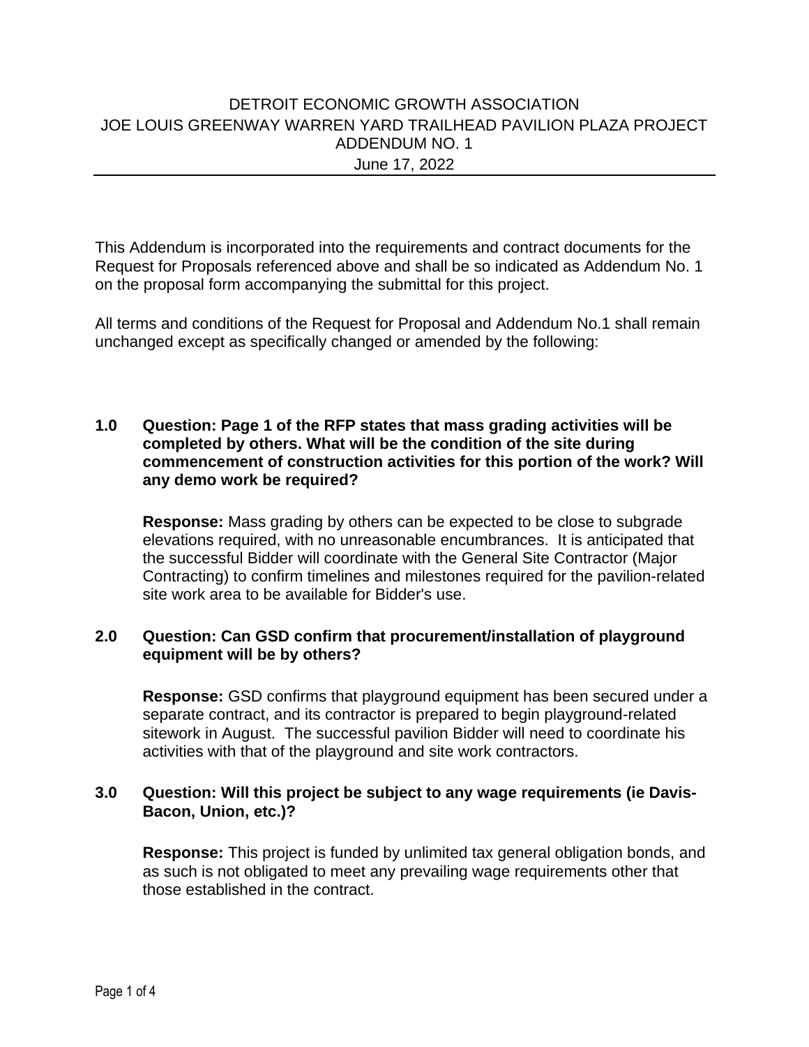# DETROIT ECONOMIC GROWTH ASSOCIATION
## JOE LOUIS GREENWAY WARREN YARD TRAILHEAD PAVILION PLAZA PROJECT
## ADDENDUM NO. 1

June 17, 2022

---

This Addendum is incorporated into the requirements and contract documents for the Request for Proposals referenced above and shall be so indicated as Addendum No. 1 on the proposal form accompanying the submittal for this project.

All terms and conditions of the Request for Proposal and Addendum No.1 shall remain unchanged except as specifically changed or amended by the following:

**1.0 Question: Page 1 of the RFP states that mass grading activities will be completed by others. What will be the condition of the site during commencement of construction activities for this portion of the work? Will any demo work be required?**

**Response:** Mass grading by others can be expected to be close to subgrade elevations required, with no unreasonable encumbrances. It is anticipated that the successful Bidder will coordinate with the General Site Contractor (Major Contracting) to confirm timelines and milestones required for the pavilion-related site work area to be available for Bidder's use.

**2.0 Question: Can GSD confirm that procurement/installation of playground equipment will be by others?**

**Response:** GSD confirms that playground equipment has been secured under a separate contract, and its contractor is prepared to begin playground-related sitework in August. The successful pavilion Bidder will need to coordinate his activities with that of the playground and site work contractors.

**3.0 Question: Will this project be subject to any wage requirements (ie Davis-Bacon, Union, etc.)?**

**Response:** This project is funded by unlimited tax general obligation bonds, and as such is not obligated to meet any prevailing wage requirements other that those established in the contract.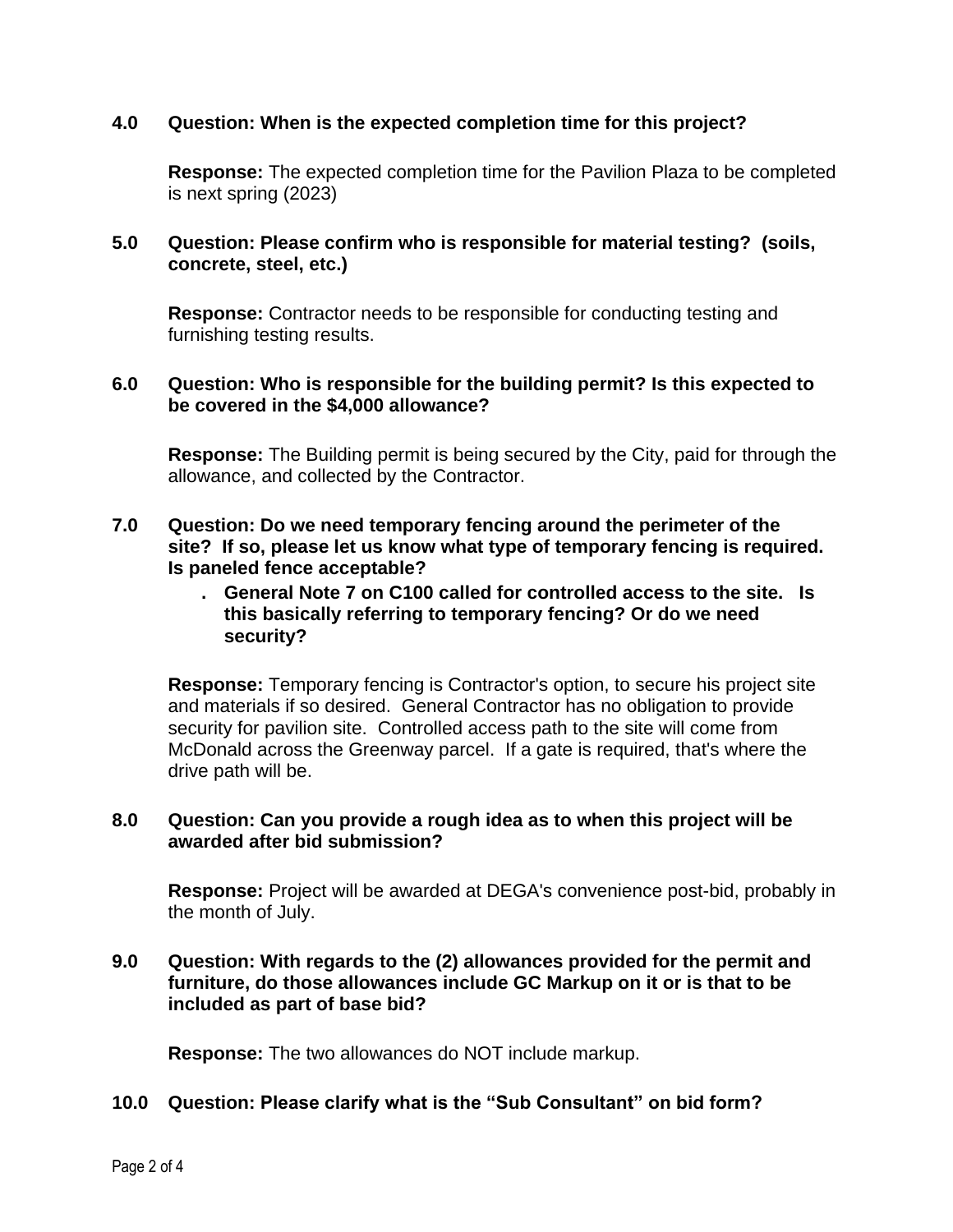**4.0 Question: When is the expected completion time for this project?**

**Response:** The expected completion time for the Pavilion Plaza to be completed is next spring (2023)

**5.0 Question: Please confirm who is responsible for material testing? (soils, concrete, steel, etc.)**

**Response:** Contractor needs to be responsible for conducting testing and furnishing testing results.

**6.0 Question: Who is responsible for the building permit? Is this expected to be covered in the $4,000 allowance?**

**Response:** The Building permit is being secured by the City, paid for through the allowance, and collected by the Contractor.

**7.0 Question: Do we need temporary fencing around the perimeter of the site? If so, please let us know what type of temporary fencing is required. Is paneled fence acceptable?**

- **General Note 7 on C100 called for controlled access to the site. Is this basically referring to temporary fencing? Or do we need security?**

**Response:** Temporary fencing is Contractor's option, to secure his project site and materials if so desired. General Contractor has no obligation to provide security for pavilion site. Controlled access path to the site will come from McDonald across the Greenway parcel. If a gate is required, that's where the drive path will be.

**8.0 Question: Can you provide a rough idea as to when this project will be awarded after bid submission?**

**Response:** Project will be awarded at DEGA's convenience post-bid, probably in the month of July.

**9.0 Question: With regards to the (2) allowances provided for the permit and furniture, do those allowances include GC Markup on it or is that to be included as part of base bid?**

**Response:** The two allowances do NOT include markup.

**10.0 Question: Please clarify what is the "Sub Consultant" on bid form?**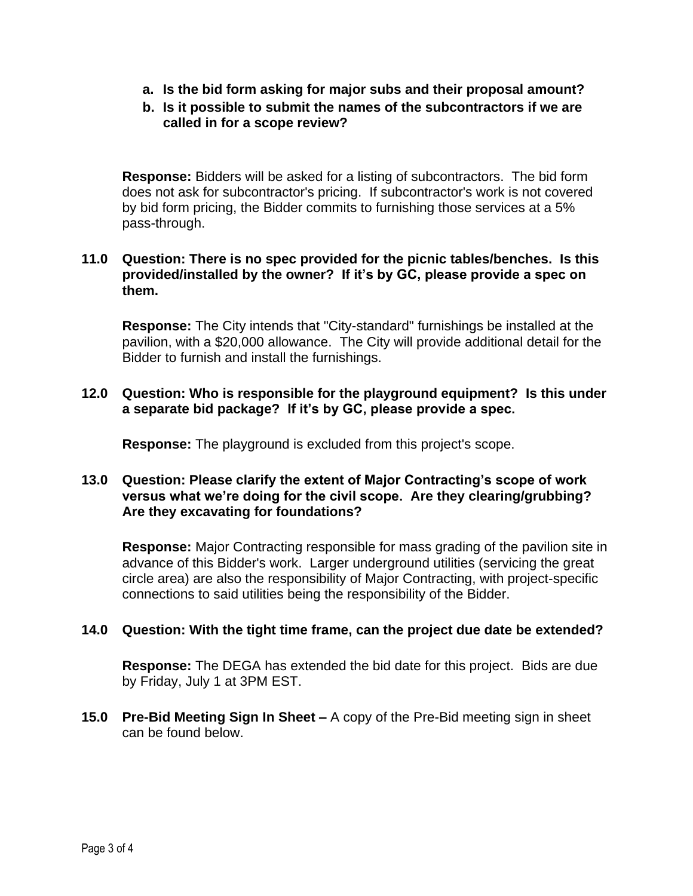a. **Is the bid form asking for major subs and their proposal amount?**
b. **Is it possible to submit the names of the subcontractors if we are called in for a scope review?**

**Response:** Bidders will be asked for a listing of subcontractors. The bid form does not ask for subcontractor's pricing. If subcontractor's work is not covered by bid form pricing, the Bidder commits to furnishing those services at a 5% pass-through.

**11.0 Question: There is no spec provided for the picnic tables/benches. Is this provided/installed by the owner? If it's by GC, please provide a spec on them.**

**Response:** The City intends that "City-standard" furnishings be installed at the pavilion, with a $20,000 allowance. The City will provide additional detail for the Bidder to furnish and install the furnishings.

**12.0 Question: Who is responsible for the playground equipment? Is this under a separate bid package? If it's by GC, please provide a spec.**

**Response:** The playground is excluded from this project's scope.

**13.0 Question: Please clarify the extent of Major Contracting's scope of work versus what we're doing for the civil scope. Are they clearing/grubbing? Are they excavating for foundations?**

**Response:** Major Contracting responsible for mass grading of the pavilion site in advance of this Bidder's work. Larger underground utilities (servicing the great circle area) are also the responsibility of Major Contracting, with project-specific connections to said utilities being the responsibility of the Bidder.

**14.0 Question: With the tight time frame, can the project due date be extended?**

**Response:** The DEGA has extended the bid date for this project. Bids are due by Friday, July 1 at 3PM EST.

**15.0 Pre-Bid Meeting Sign In Sheet –** A copy of the Pre-Bid meeting sign in sheet can be found below.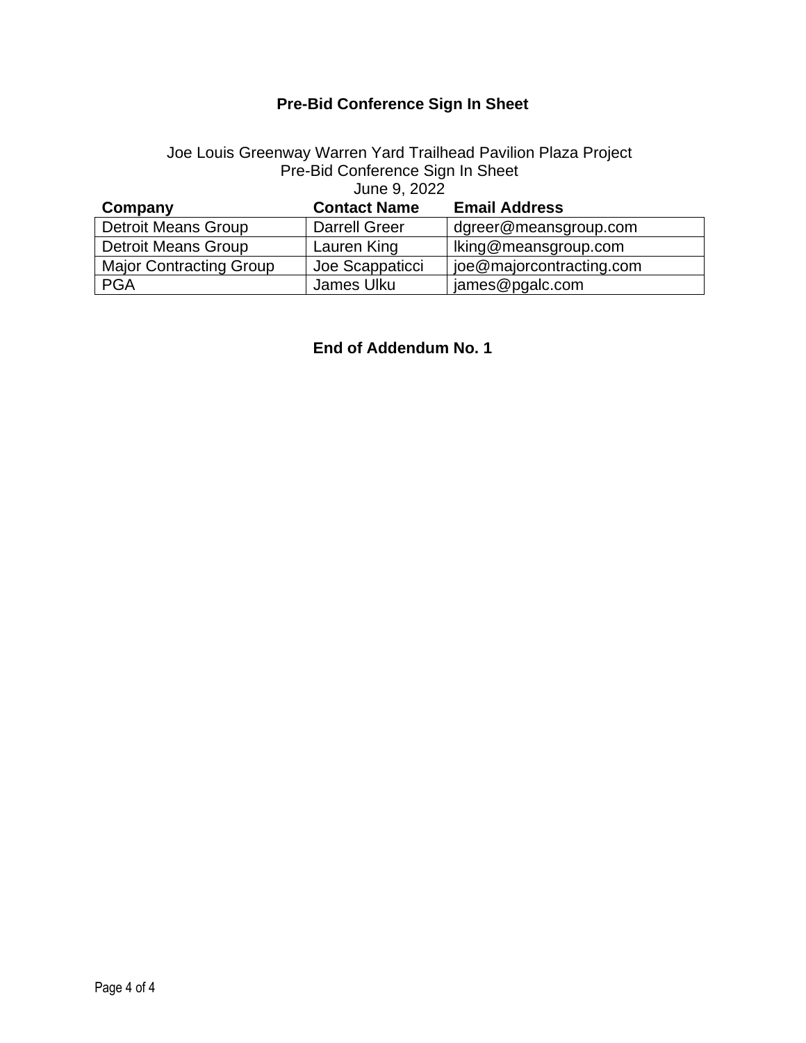## Pre-Bid Conference Sign In Sheet

Joe Louis Greenway Warren Yard Trailhead Pavilion Plaza Project
Pre-Bid Conference Sign In Sheet
June 9, 2022

| Company | Contact Name | Email Address |
|---|---|---|
| Detroit Means Group | Darrell Greer | dgreer@meansgroup.com |
| Detroit Means Group | Lauren King | lking@meansgroup.com |
| Major Contracting Group | Joe Scappaticci | joe@majorcontracting.com |
| PGA | James Ulku | james@pgalc.com |

**End of Addendum No. 1**